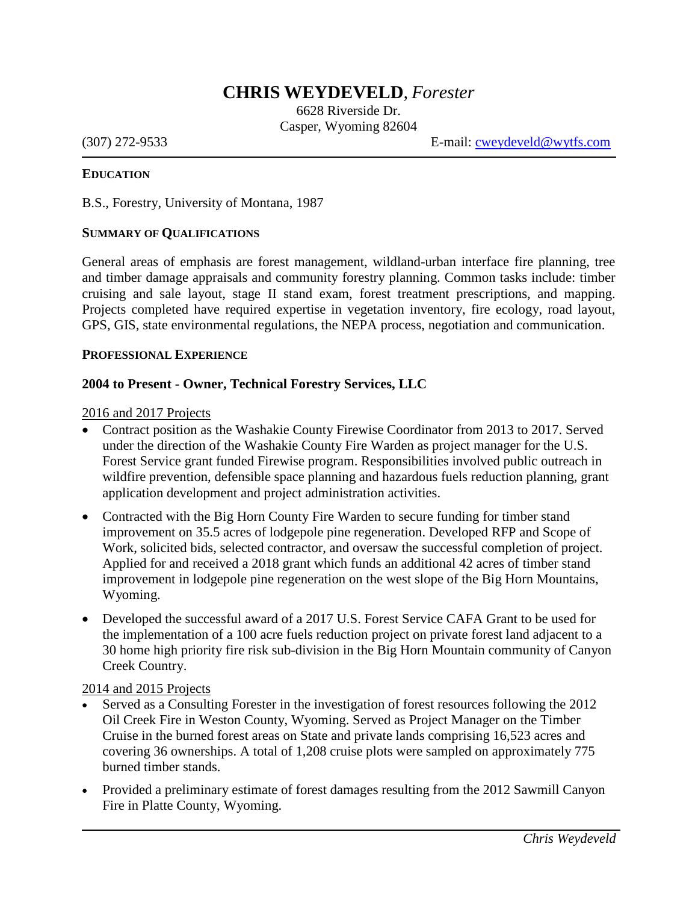# **CHRIS WEYDEVELD**, *Forester*

6628 Riverside Dr.
Casper, Wyoming 82604

(307) 272-9533 E-mail: cweydeveld@wytfs.com

## EDUCATION

B.S., Forestry, University of Montana, 1987

## SUMMARY OF QUALIFICATIONS

General areas of emphasis are forest management, wildland-urban interface fire planning, tree and timber damage appraisals and community forestry planning. Common tasks include: timber cruising and sale layout, stage II stand exam, forest treatment prescriptions, and mapping. Projects completed have required expertise in vegetation inventory, fire ecology, road layout, GPS, GIS, state environmental regulations, the NEPA process, negotiation and communication.

## PROFESSIONAL EXPERIENCE

### 2004 to Present - Owner, Technical Forestry Services, LLC

2016 and 2017 Projects

- Contract position as the Washakie County Firewise Coordinator from 2013 to 2017. Served under the direction of the Washakie County Fire Warden as project manager for the U.S. Forest Service grant funded Firewise program. Responsibilities involved public outreach in wildfire prevention, defensible space planning and hazardous fuels reduction planning, grant application development and project administration activities.
- Contracted with the Big Horn County Fire Warden to secure funding for timber stand improvement on 35.5 acres of lodgepole pine regeneration. Developed RFP and Scope of Work, solicited bids, selected contractor, and oversaw the successful completion of project. Applied for and received a 2018 grant which funds an additional 42 acres of timber stand improvement in lodgepole pine regeneration on the west slope of the Big Horn Mountains, Wyoming.
- Developed the successful award of a 2017 U.S. Forest Service CAFA Grant to be used for the implementation of a 100 acre fuels reduction project on private forest land adjacent to a 30 home high priority fire risk sub-division in the Big Horn Mountain community of Canyon Creek Country.

2014 and 2015 Projects

- Served as a Consulting Forester in the investigation of forest resources following the 2012 Oil Creek Fire in Weston County, Wyoming. Served as Project Manager on the Timber Cruise in the burned forest areas on State and private lands comprising 16,523 acres and covering 36 ownerships. A total of 1,208 cruise plots were sampled on approximately 775 burned timber stands.
- Provided a preliminary estimate of forest damages resulting from the 2012 Sawmill Canyon Fire in Platte County, Wyoming.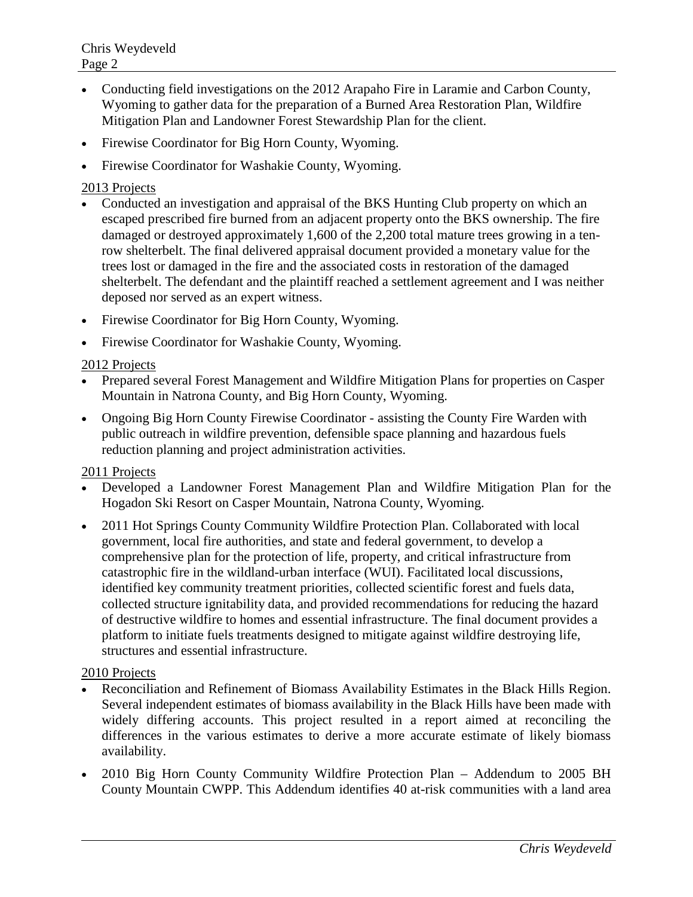- Conducting field investigations on the 2012 Arapaho Fire in Laramie and Carbon County, Wyoming to gather data for the preparation of a Burned Area Restoration Plan, Wildfire Mitigation Plan and Landowner Forest Stewardship Plan for the client.
- Firewise Coordinator for Big Horn County, Wyoming.
- Firewise Coordinator for Washakie County, Wyoming.

2013 Projects

- Conducted an investigation and appraisal of the BKS Hunting Club property on which an escaped prescribed fire burned from an adjacent property onto the BKS ownership. The fire damaged or destroyed approximately 1,600 of the 2,200 total mature trees growing in a ten-row shelterbelt. The final delivered appraisal document provided a monetary value for the trees lost or damaged in the fire and the associated costs in restoration of the damaged shelterbelt. The defendant and the plaintiff reached a settlement agreement and I was neither deposed nor served as an expert witness.
- Firewise Coordinator for Big Horn County, Wyoming.
- Firewise Coordinator for Washakie County, Wyoming.

2012 Projects

- Prepared several Forest Management and Wildfire Mitigation Plans for properties on Casper Mountain in Natrona County, and Big Horn County, Wyoming.
- Ongoing Big Horn County Firewise Coordinator - assisting the County Fire Warden with public outreach in wildfire prevention, defensible space planning and hazardous fuels reduction planning and project administration activities.

2011 Projects

- Developed a Landowner Forest Management Plan and Wildfire Mitigation Plan for the Hogadon Ski Resort on Casper Mountain, Natrona County, Wyoming.
- 2011 Hot Springs County Community Wildfire Protection Plan. Collaborated with local government, local fire authorities, and state and federal government, to develop a comprehensive plan for the protection of life, property, and critical infrastructure from catastrophic fire in the wildland-urban interface (WUI). Facilitated local discussions, identified key community treatment priorities, collected scientific forest and fuels data, collected structure ignitability data, and provided recommendations for reducing the hazard of destructive wildfire to homes and essential infrastructure. The final document provides a platform to initiate fuels treatments designed to mitigate against wildfire destroying life, structures and essential infrastructure.

2010 Projects

- Reconciliation and Refinement of Biomass Availability Estimates in the Black Hills Region. Several independent estimates of biomass availability in the Black Hills have been made with widely differing accounts. This project resulted in a report aimed at reconciling the differences in the various estimates to derive a more accurate estimate of likely biomass availability.
- 2010 Big Horn County Community Wildfire Protection Plan – Addendum to 2005 BH County Mountain CWPP. This Addendum identifies 40 at-risk communities with a land area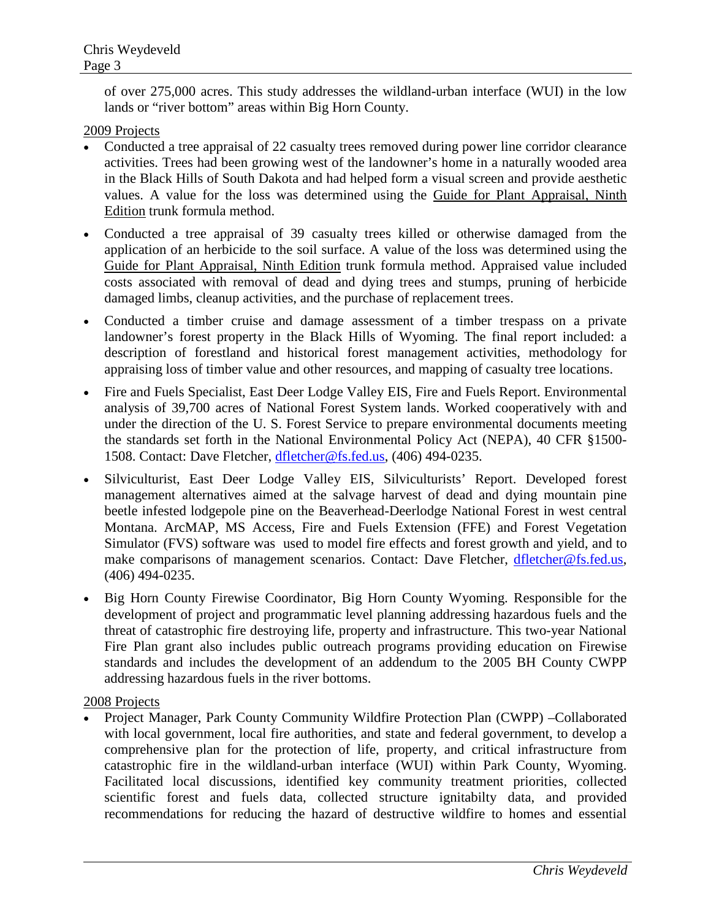of over 275,000 acres. This study addresses the wildland-urban interface (WUI) in the low lands or "river bottom" areas within Big Horn County.

<u>2009 Projects</u>

- Conducted a tree appraisal of 22 casualty trees removed during power line corridor clearance activities. Trees had been growing west of the landowner's home in a naturally wooded area in the Black Hills of South Dakota and had helped form a visual screen and provide aesthetic values. A value for the loss was determined using the <u>Guide for Plant Appraisal, Ninth Edition</u> trunk formula method.

- Conducted a tree appraisal of 39 casualty trees killed or otherwise damaged from the application of an herbicide to the soil surface. A value of the loss was determined using the <u>Guide for Plant Appraisal, Ninth Edition</u> trunk formula method. Appraised value included costs associated with removal of dead and dying trees and stumps, pruning of herbicide damaged limbs, cleanup activities, and the purchase of replacement trees.

- Conducted a timber cruise and damage assessment of a timber trespass on a private landowner's forest property in the Black Hills of Wyoming. The final report included: a description of forestland and historical forest management activities, methodology for appraising loss of timber value and other resources, and mapping of casualty tree locations.

- Fire and Fuels Specialist, East Deer Lodge Valley EIS, Fire and Fuels Report. Environmental analysis of 39,700 acres of National Forest System lands. Worked cooperatively with and under the direction of the U. S. Forest Service to prepare environmental documents meeting the standards set forth in the National Environmental Policy Act (NEPA), 40 CFR §1500-1508. Contact: Dave Fletcher, dfletcher@fs.fed.us, (406) 494-0235.

- Silviculturist, East Deer Lodge Valley EIS, Silviculturists' Report. Developed forest management alternatives aimed at the salvage harvest of dead and dying mountain pine beetle infested lodgepole pine on the Beaverhead-Deerlodge National Forest in west central Montana. ArcMAP, MS Access, Fire and Fuels Extension (FFE) and Forest Vegetation Simulator (FVS) software was used to model fire effects and forest growth and yield, and to make comparisons of management scenarios. Contact: Dave Fletcher, dfletcher@fs.fed.us, (406) 494-0235.

- Big Horn County Firewise Coordinator, Big Horn County Wyoming. Responsible for the development of project and programmatic level planning addressing hazardous fuels and the threat of catastrophic fire destroying life, property and infrastructure. This two-year National Fire Plan grant also includes public outreach programs providing education on Firewise standards and includes the development of an addendum to the 2005 BH County CWPP addressing hazardous fuels in the river bottoms.

<u>2008 Projects</u>

- Project Manager, Park County Community Wildfire Protection Plan (CWPP) –Collaborated with local government, local fire authorities, and state and federal government, to develop a comprehensive plan for the protection of life, property, and critical infrastructure from catastrophic fire in the wildland-urban interface (WUI) within Park County, Wyoming. Facilitated local discussions, identified key community treatment priorities, collected scientific forest and fuels data, collected structure ignitabilty data, and provided recommendations for reducing the hazard of destructive wildfire to homes and essential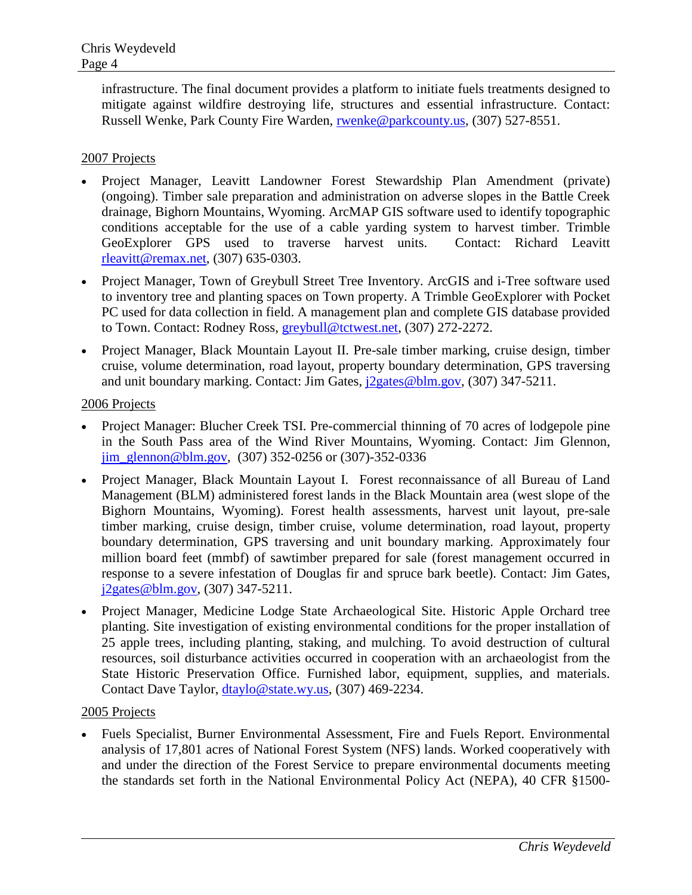infrastructure. The final document provides a platform to initiate fuels treatments designed to mitigate against wildfire destroying life, structures and essential infrastructure. Contact: Russell Wenke, Park County Fire Warden, rwenke@parkcounty.us, (307) 527-8551.

2007 Projects

- Project Manager, Leavitt Landowner Forest Stewardship Plan Amendment (private) (ongoing). Timber sale preparation and administration on adverse slopes in the Battle Creek drainage, Bighorn Mountains, Wyoming. ArcMAP GIS software used to identify topographic conditions acceptable for the use of a cable yarding system to harvest timber. Trimble GeoExplorer GPS used to traverse harvest units. Contact: Richard Leavitt rleavitt@remax.net, (307) 635-0303.
- Project Manager, Town of Greybull Street Tree Inventory. ArcGIS and i-Tree software used to inventory tree and planting spaces on Town property. A Trimble GeoExplorer with Pocket PC used for data collection in field. A management plan and complete GIS database provided to Town. Contact: Rodney Ross, greybull@tctwest.net, (307) 272-2272.
- Project Manager, Black Mountain Layout II. Pre-sale timber marking, cruise design, timber cruise, volume determination, road layout, property boundary determination, GPS traversing and unit boundary marking. Contact: Jim Gates, j2gates@blm.gov, (307) 347-5211.

2006 Projects

- Project Manager: Blucher Creek TSI. Pre-commercial thinning of 70 acres of lodgepole pine in the South Pass area of the Wind River Mountains, Wyoming. Contact: Jim Glennon, jim_glennon@blm.gov, (307) 352-0256 or (307)-352-0336
- Project Manager, Black Mountain Layout I. Forest reconnaissance of all Bureau of Land Management (BLM) administered forest lands in the Black Mountain area (west slope of the Bighorn Mountains, Wyoming). Forest health assessments, harvest unit layout, pre-sale timber marking, cruise design, timber cruise, volume determination, road layout, property boundary determination, GPS traversing and unit boundary marking. Approximately four million board feet (mmbf) of sawtimber prepared for sale (forest management occurred in response to a severe infestation of Douglas fir and spruce bark beetle). Contact: Jim Gates, j2gates@blm.gov, (307) 347-5211.
- Project Manager, Medicine Lodge State Archaeological Site. Historic Apple Orchard tree planting. Site investigation of existing environmental conditions for the proper installation of 25 apple trees, including planting, staking, and mulching. To avoid destruction of cultural resources, soil disturbance activities occurred in cooperation with an archaeologist from the State Historic Preservation Office. Furnished labor, equipment, supplies, and materials. Contact Dave Taylor, dtaylo@state.wy.us, (307) 469-2234.

2005 Projects

- Fuels Specialist, Burner Environmental Assessment, Fire and Fuels Report. Environmental analysis of 17,801 acres of National Forest System (NFS) lands. Worked cooperatively with and under the direction of the Forest Service to prepare environmental documents meeting the standards set forth in the National Environmental Policy Act (NEPA), 40 CFR §1500-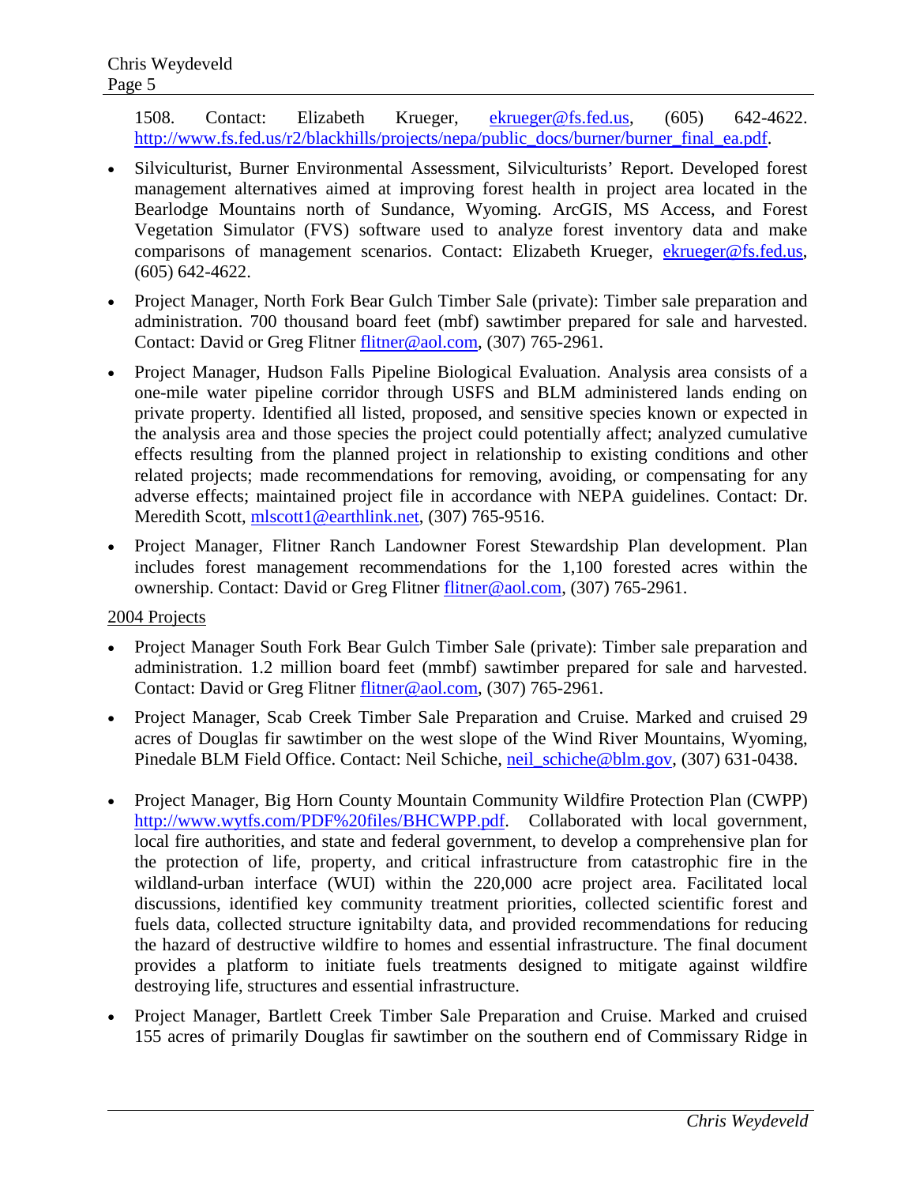1508. Contact: Elizabeth Krueger, ekrueger@fs.fed.us, (605) 642-4622. http://www.fs.fed.us/r2/blackhills/projects/nepa/public_docs/burner/burner_final_ea.pdf.

- Silviculturist, Burner Environmental Assessment, Silviculturists' Report. Developed forest management alternatives aimed at improving forest health in project area located in the Bearlodge Mountains north of Sundance, Wyoming. ArcGIS, MS Access, and Forest Vegetation Simulator (FVS) software used to analyze forest inventory data and make comparisons of management scenarios. Contact: Elizabeth Krueger, ekrueger@fs.fed.us, (605) 642-4622.
- Project Manager, North Fork Bear Gulch Timber Sale (private): Timber sale preparation and administration. 700 thousand board feet (mbf) sawtimber prepared for sale and harvested. Contact: David or Greg Flitner flitner@aol.com, (307) 765-2961.
- Project Manager, Hudson Falls Pipeline Biological Evaluation. Analysis area consists of a one-mile water pipeline corridor through USFS and BLM administered lands ending on private property. Identified all listed, proposed, and sensitive species known or expected in the analysis area and those species the project could potentially affect; analyzed cumulative effects resulting from the planned project in relationship to existing conditions and other related projects; made recommendations for removing, avoiding, or compensating for any adverse effects; maintained project file in accordance with NEPA guidelines. Contact: Dr. Meredith Scott, mlscott1@earthlink.net, (307) 765-9516.
- Project Manager, Flitner Ranch Landowner Forest Stewardship Plan development. Plan includes forest management recommendations for the 1,100 forested acres within the ownership. Contact: David or Greg Flitner flitner@aol.com, (307) 765-2961.

2004 Projects

- Project Manager South Fork Bear Gulch Timber Sale (private): Timber sale preparation and administration. 1.2 million board feet (mmbf) sawtimber prepared for sale and harvested. Contact: David or Greg Flitner flitner@aol.com, (307) 765-2961.
- Project Manager, Scab Creek Timber Sale Preparation and Cruise. Marked and cruised 29 acres of Douglas fir sawtimber on the west slope of the Wind River Mountains, Wyoming, Pinedale BLM Field Office. Contact: Neil Schiche, neil_schiche@blm.gov, (307) 631-0438.
- Project Manager, Big Horn County Mountain Community Wildfire Protection Plan (CWPP) http://www.wytfs.com/PDF%20files/BHCWPP.pdf. Collaborated with local government, local fire authorities, and state and federal government, to develop a comprehensive plan for the protection of life, property, and critical infrastructure from catastrophic fire in the wildland-urban interface (WUI) within the 220,000 acre project area. Facilitated local discussions, identified key community treatment priorities, collected scientific forest and fuels data, collected structure ignitabilty data, and provided recommendations for reducing the hazard of destructive wildfire to homes and essential infrastructure. The final document provides a platform to initiate fuels treatments designed to mitigate against wildfire destroying life, structures and essential infrastructure.
- Project Manager, Bartlett Creek Timber Sale Preparation and Cruise. Marked and cruised 155 acres of primarily Douglas fir sawtimber on the southern end of Commissary Ridge in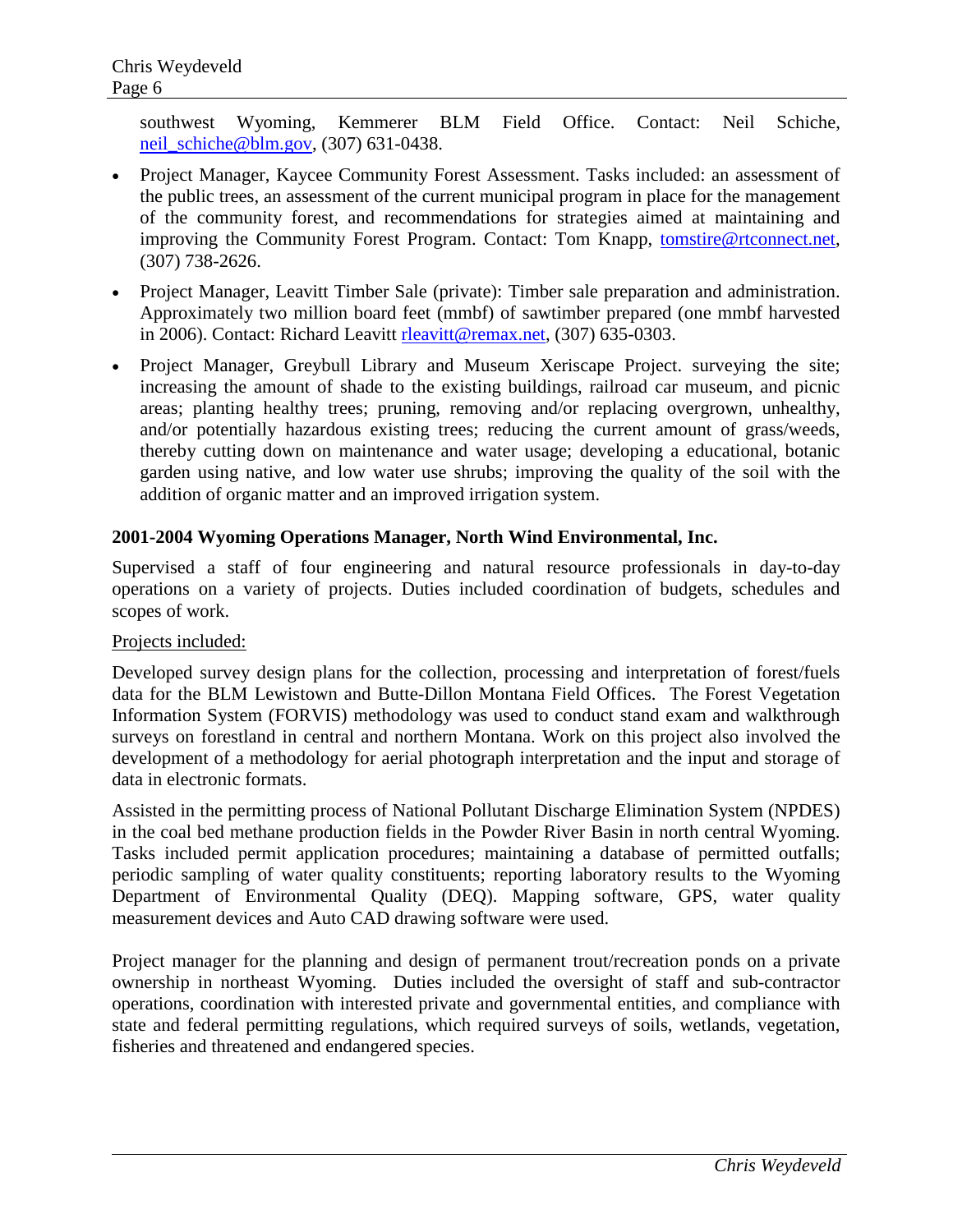southwest Wyoming, Kemmerer BLM Field Office. Contact: Neil Schiche, neil_schiche@blm.gov, (307) 631-0438.

- Project Manager, Kaycee Community Forest Assessment. Tasks included: an assessment of the public trees, an assessment of the current municipal program in place for the management of the community forest, and recommendations for strategies aimed at maintaining and improving the Community Forest Program. Contact: Tom Knapp, tomstire@rtconnect.net, (307) 738-2626.
- Project Manager, Leavitt Timber Sale (private): Timber sale preparation and administration. Approximately two million board feet (mmbf) of sawtimber prepared (one mmbf harvested in 2006). Contact: Richard Leavitt rleavitt@remax.net, (307) 635-0303.
- Project Manager, Greybull Library and Museum Xeriscape Project. surveying the site; increasing the amount of shade to the existing buildings, railroad car museum, and picnic areas; planting healthy trees; pruning, removing and/or replacing overgrown, unhealthy, and/or potentially hazardous existing trees; reducing the current amount of grass/weeds, thereby cutting down on maintenance and water usage; developing a educational, botanic garden using native, and low water use shrubs; improving the quality of the soil with the addition of organic matter and an improved irrigation system.

**2001-2004 Wyoming Operations Manager, North Wind Environmental, Inc.**

Supervised a staff of four engineering and natural resource professionals in day-to-day operations on a variety of projects. Duties included coordination of budgets, schedules and scopes of work.

<u>Projects included:</u>

Developed survey design plans for the collection, processing and interpretation of forest/fuels data for the BLM Lewistown and Butte-Dillon Montana Field Offices. The Forest Vegetation Information System (FORVIS) methodology was used to conduct stand exam and walkthrough surveys on forestland in central and northern Montana. Work on this project also involved the development of a methodology for aerial photograph interpretation and the input and storage of data in electronic formats.

Assisted in the permitting process of National Pollutant Discharge Elimination System (NPDES) in the coal bed methane production fields in the Powder River Basin in north central Wyoming. Tasks included permit application procedures; maintaining a database of permitted outfalls; periodic sampling of water quality constituents; reporting laboratory results to the Wyoming Department of Environmental Quality (DEQ). Mapping software, GPS, water quality measurement devices and Auto CAD drawing software were used.

Project manager for the planning and design of permanent trout/recreation ponds on a private ownership in northeast Wyoming. Duties included the oversight of staff and sub-contractor operations, coordination with interested private and governmental entities, and compliance with state and federal permitting regulations, which required surveys of soils, wetlands, vegetation, fisheries and threatened and endangered species.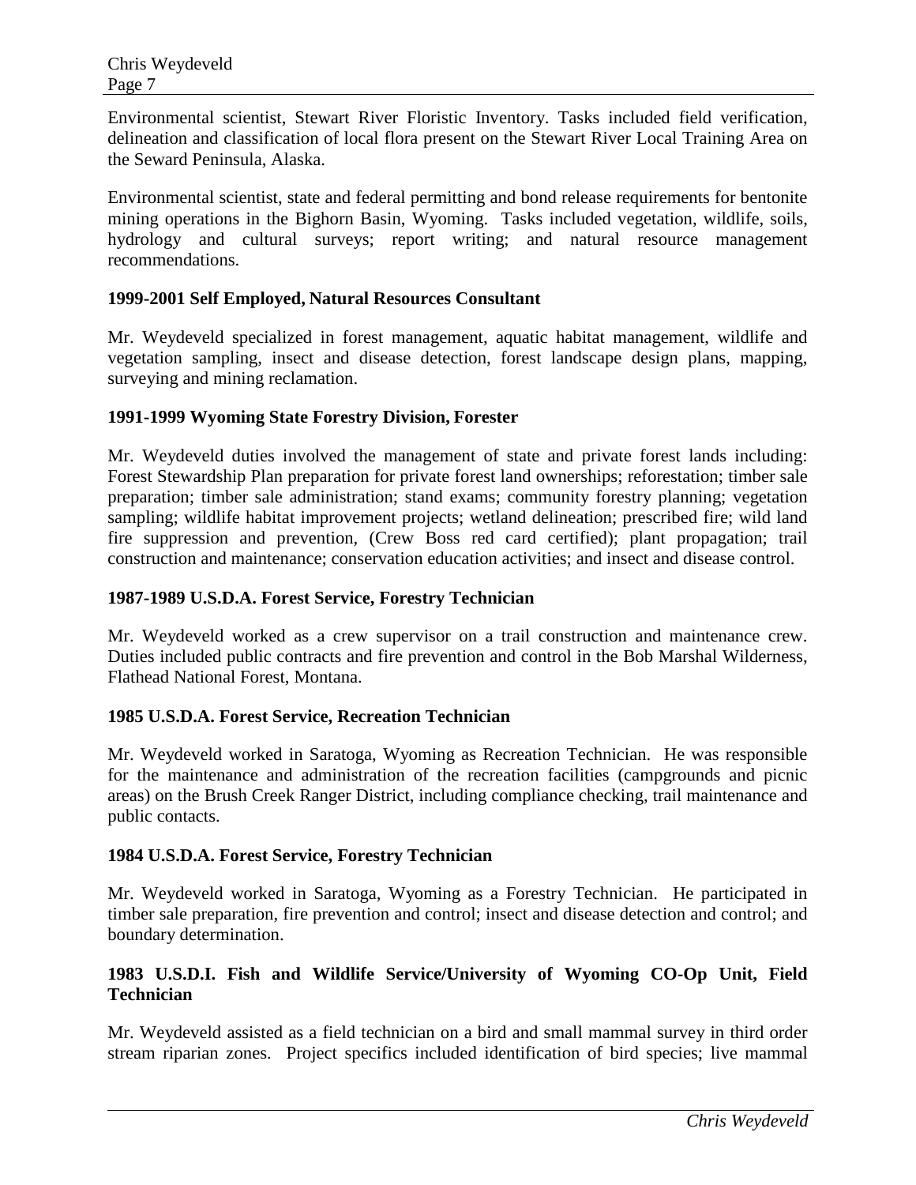Environmental scientist, Stewart River Floristic Inventory. Tasks included field verification, delineation and classification of local flora present on the Stewart River Local Training Area on the Seward Peninsula, Alaska.

Environmental scientist, state and federal permitting and bond release requirements for bentonite mining operations in the Bighorn Basin, Wyoming. Tasks included vegetation, wildlife, soils, hydrology and cultural surveys; report writing; and natural resource management recommendations.

**1999-2001 Self Employed, Natural Resources Consultant**

Mr. Weydeveld specialized in forest management, aquatic habitat management, wildlife and vegetation sampling, insect and disease detection, forest landscape design plans, mapping, surveying and mining reclamation.

**1991-1999 Wyoming State Forestry Division, Forester**

Mr. Weydeveld duties involved the management of state and private forest lands including: Forest Stewardship Plan preparation for private forest land ownerships; reforestation; timber sale preparation; timber sale administration; stand exams; community forestry planning; vegetation sampling; wildlife habitat improvement projects; wetland delineation; prescribed fire; wild land fire suppression and prevention, (Crew Boss red card certified); plant propagation; trail construction and maintenance; conservation education activities; and insect and disease control.

**1987-1989 U.S.D.A. Forest Service, Forestry Technician**

Mr. Weydeveld worked as a crew supervisor on a trail construction and maintenance crew. Duties included public contracts and fire prevention and control in the Bob Marshal Wilderness, Flathead National Forest, Montana.

**1985 U.S.D.A. Forest Service, Recreation Technician**

Mr. Weydeveld worked in Saratoga, Wyoming as Recreation Technician. He was responsible for the maintenance and administration of the recreation facilities (campgrounds and picnic areas) on the Brush Creek Ranger District, including compliance checking, trail maintenance and public contacts.

**1984 U.S.D.A. Forest Service, Forestry Technician**

Mr. Weydeveld worked in Saratoga, Wyoming as a Forestry Technician. He participated in timber sale preparation, fire prevention and control; insect and disease detection and control; and boundary determination.

**1983 U.S.D.I. Fish and Wildlife Service/University of Wyoming CO-Op Unit, Field Technician**

Mr. Weydeveld assisted as a field technician on a bird and small mammal survey in third order stream riparian zones. Project specifics included identification of bird species; live mammal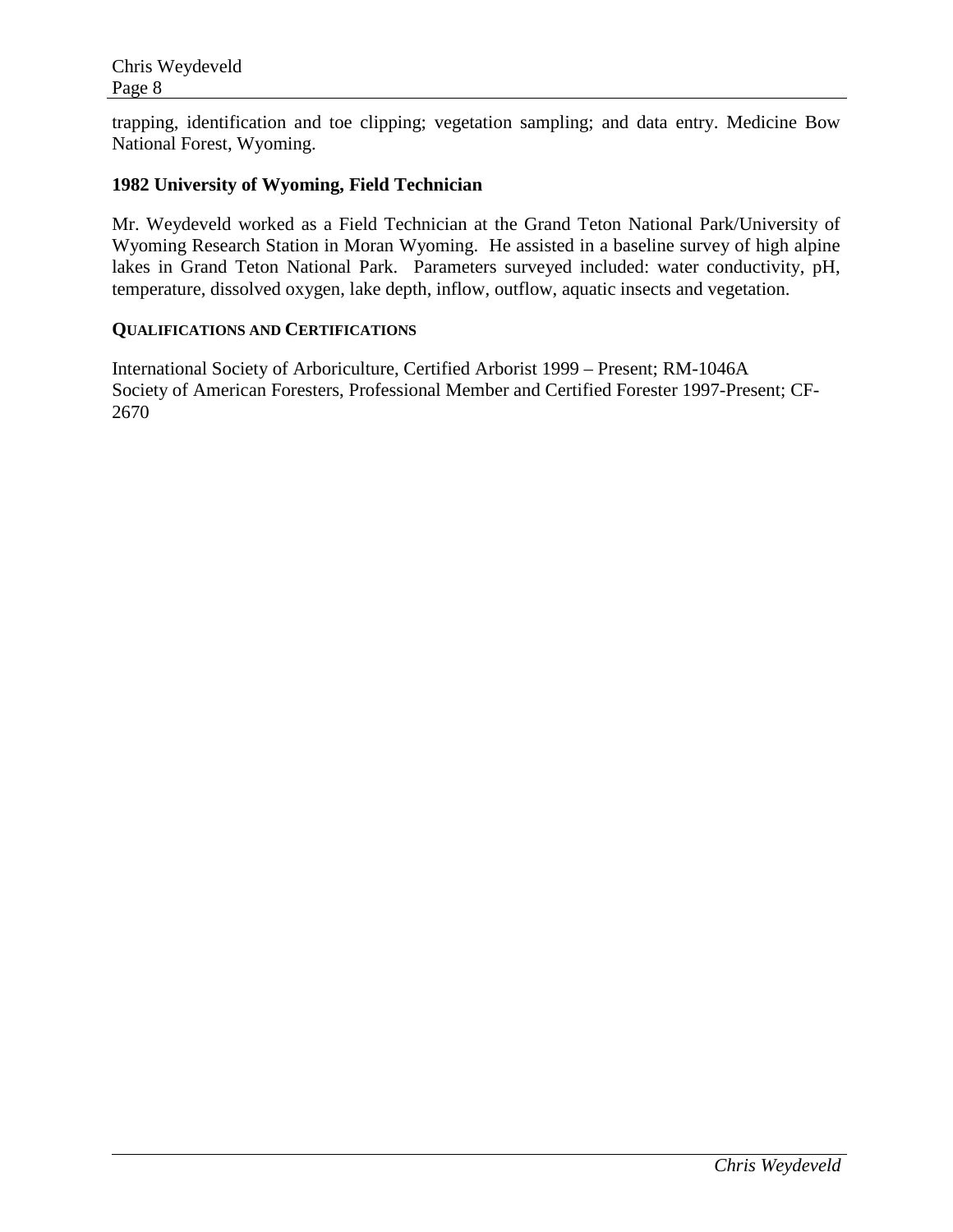trapping, identification and toe clipping; vegetation sampling; and data entry. Medicine Bow National Forest, Wyoming.

**1982 University of Wyoming, Field Technician**

Mr. Weydeveld worked as a Field Technician at the Grand Teton National Park/University of Wyoming Research Station in Moran Wyoming. He assisted in a baseline survey of high alpine lakes in Grand Teton National Park. Parameters surveyed included: water conductivity, pH, temperature, dissolved oxygen, lake depth, inflow, outflow, aquatic insects and vegetation.

**QUALIFICATIONS AND CERTIFICATIONS**

International Society of Arboriculture, Certified Arborist 1999 – Present; RM-1046A
Society of American Foresters, Professional Member and Certified Forester 1997-Present; CF-2670